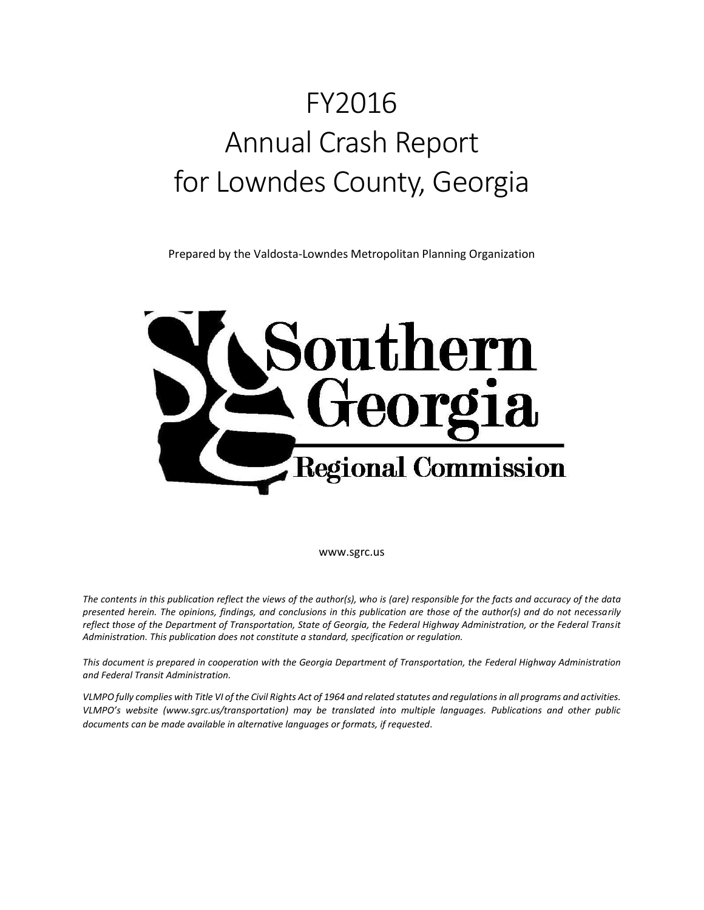# FY2016
# Annual Crash Report
# for Lowndes County, Georgia

Prepared by the Valdosta-Lowndes Metropolitan Planning Organization

Southern Georgia Regional Commission

www.sgrc.us

*The contents in this publication reflect the views of the author(s), who is (are) responsible for the facts and accuracy of the data presented herein. The opinions, findings, and conclusions in this publication are those of the author(s) and do not necessarily reflect those of the Department of Transportation, State of Georgia, the Federal Highway Administration, or the Federal Transit Administration. This publication does not constitute a standard, specification or regulation.*

*This document is prepared in cooperation with the Georgia Department of Transportation, the Federal Highway Administration and Federal Transit Administration.*

*VLMPO fully complies with Title VI of the Civil Rights Act of 1964 and related statutes and regulations in all programs and activities. VLMPO's website (www.sgrc.us/transportation) may be translated into multiple languages. Publications and other public documents can be made available in alternative languages or formats, if requested.*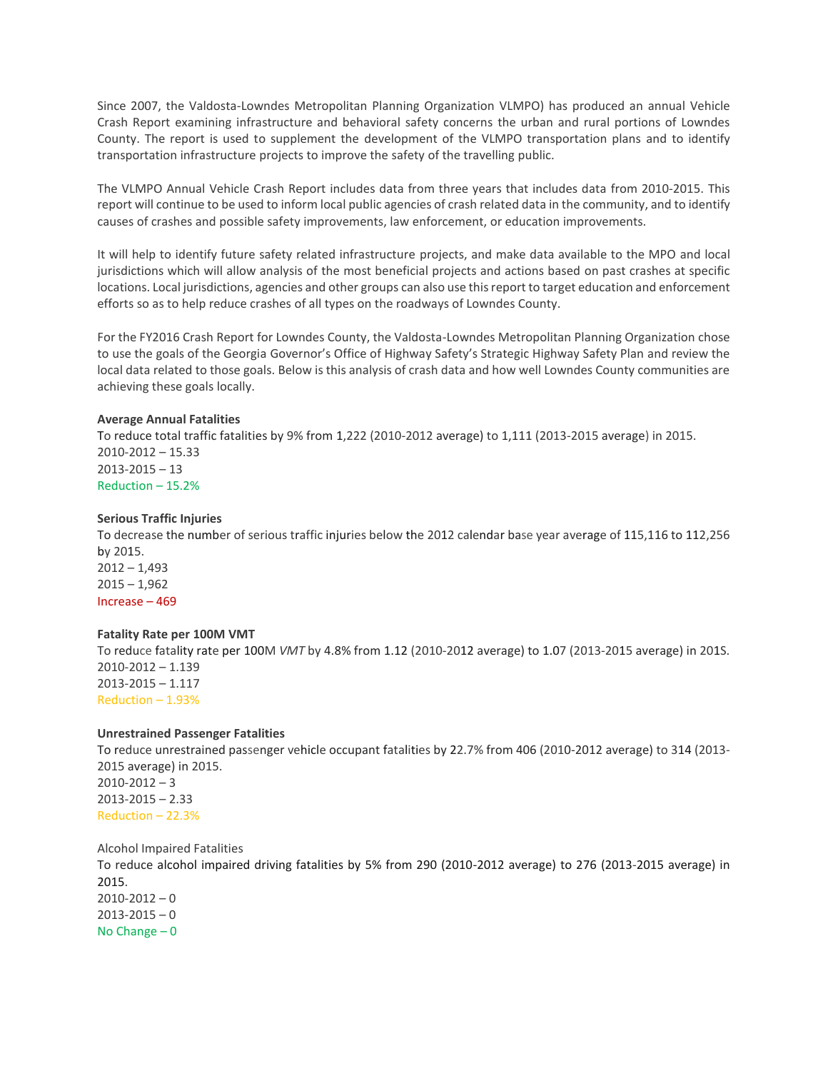Since 2007, the Valdosta-Lowndes Metropolitan Planning Organization VLMPO) has produced an annual Vehicle Crash Report examining infrastructure and behavioral safety concerns the urban and rural portions of Lowndes County. The report is used to supplement the development of the VLMPO transportation plans and to identify transportation infrastructure projects to improve the safety of the travelling public.

The VLMPO Annual Vehicle Crash Report includes data from three years that includes data from 2010-2015. This report will continue to be used to inform local public agencies of crash related data in the community, and to identify causes of crashes and possible safety improvements, law enforcement, or education improvements.

It will help to identify future safety related infrastructure projects, and make data available to the MPO and local jurisdictions which will allow analysis of the most beneficial projects and actions based on past crashes at specific locations. Local jurisdictions, agencies and other groups can also use this report to target education and enforcement efforts so as to help reduce crashes of all types on the roadways of Lowndes County.

For the FY2016 Crash Report for Lowndes County, the Valdosta-Lowndes Metropolitan Planning Organization chose to use the goals of the Georgia Governor's Office of Highway Safety's Strategic Highway Safety Plan and review the local data related to those goals. Below is this analysis of crash data and how well Lowndes County communities are achieving these goals locally.

**Average Annual Fatalities**
To reduce total traffic fatalities by 9% from 1,222 (2010-2012 average) to 1,111 (2013-2015 average) in 2015.
2010-2012 – 15.33
2013-2015 – 13
Reduction – 15.2%

**Serious Traffic Injuries**
To decrease the number of serious traffic injuries below the 2012 calendar base year average of 115,116 to 112,256 by 2015.
2012 – 1,493
2015 – 1,962
Increase – 469

**Fatality Rate per 100M VMT**
To reduce fatality rate per 100M *VMT* by 4.8% from 1.12 (2010-2012 average) to 1.07 (2013-2015 average) in 201S.
2010-2012 – 1.139
2013-2015 – 1.117
Reduction – 1.93%

**Unrestrained Passenger Fatalities**
To reduce unrestrained passenger vehicle occupant fatalities by 22.7% from 406 (2010-2012 average) to 314 (2013-2015 average) in 2015.
2010-2012 – 3
2013-2015 – 2.33
Reduction – 22.3%

Alcohol Impaired Fatalities
To reduce alcohol impaired driving fatalities by 5% from 290 (2010-2012 average) to 276 (2013-2015 average) in 2015.
2010-2012 – 0
2013-2015 – 0
No Change – 0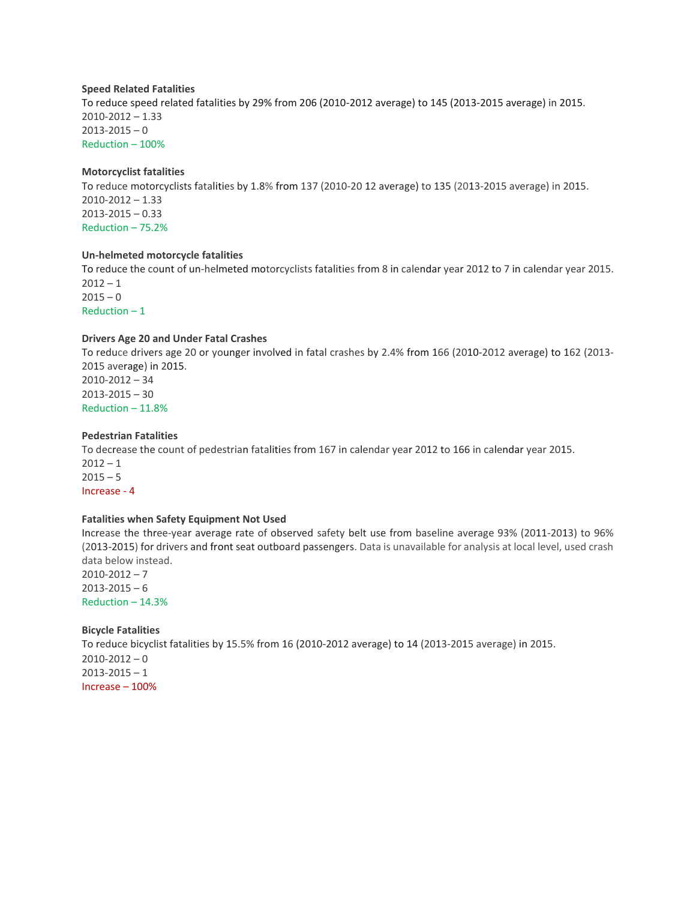**Speed Related Fatalities**
To reduce speed related fatalities by 29% from 206 (2010-2012 average) to 145 (2013-2015 average) in 2015.
2010-2012 – 1.33
2013-2015 – 0
Reduction – 100%

**Motorcyclist fatalities**
To reduce motorcyclists fatalities by 1.8% from 137 (2010-20 12 average) to 135 (2013-2015 average) in 2015.
2010-2012 – 1.33
2013-2015 – 0.33
Reduction – 75.2%

**Un-helmeted motorcycle fatalities**
To reduce the count of un-helmeted motorcyclists fatalities from 8 in calendar year 2012 to 7 in calendar year 2015.
2012 – 1
2015 – 0
Reduction – 1

**Drivers Age 20 and Under Fatal Crashes**
To reduce drivers age 20 or younger involved in fatal crashes by 2.4% from 166 (2010-2012 average) to 162 (2013-2015 average) in 2015.
2010-2012 – 34
2013-2015 – 30
Reduction – 11.8%

**Pedestrian Fatalities**
To decrease the count of pedestrian fatalities from 167 in calendar year 2012 to 166 in calendar year 2015.
2012 – 1
2015 – 5
Increase - 4

**Fatalities when Safety Equipment Not Used**
Increase the three-year average rate of observed safety belt use from baseline average 93% (2011-2013) to 96% (2013-2015) for drivers and front seat outboard passengers. Data is unavailable for analysis at local level, used crash data below instead.
2010-2012 – 7
2013-2015 – 6
Reduction – 14.3%

**Bicycle Fatalities**
To reduce bicyclist fatalities by 15.5% from 16 (2010-2012 average) to 14 (2013-2015 average) in 2015.
2010-2012 – 0
2013-2015 – 1
Increase – 100%